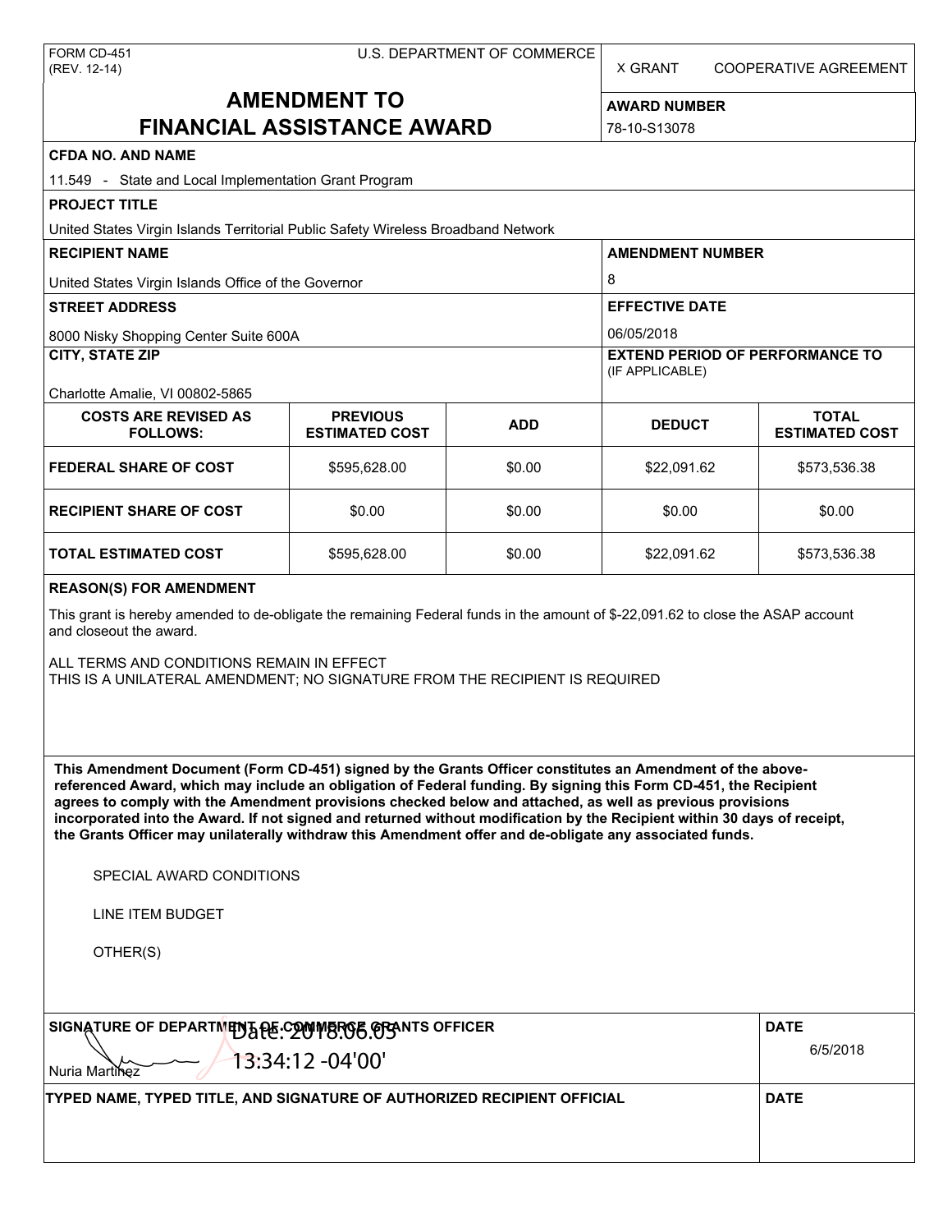FORM CD-451
(REV. 12-14)

U.S. DEPARTMENT OF COMMERCE

X GRANT    COOPERATIVE AGREEMENT

# AMENDMENT TO FINANCIAL ASSISTANCE AWARD

**AWARD NUMBER**

78-10-S13078

**CFDA NO. AND NAME**

11.549 - State and Local Implementation Grant Program

**PROJECT TITLE**

United States Virgin Islands Territorial Public Safety Wireless Broadband Network

**RECIPIENT NAME**

United States Virgin Islands Office of the Governor

**AMENDMENT NUMBER**

8

**STREET ADDRESS**

8000 Nisky Shopping Center Suite 600A

**EFFECTIVE DATE**

06/05/2018

**CITY, STATE ZIP**

Charlotte Amalie, VI 00802-5865

**EXTEND PERIOD OF PERFORMANCE TO** (IF APPLICABLE)

| COSTS ARE REVISED AS FOLLOWS: | PREVIOUS ESTIMATED COST | ADD | DEDUCT | TOTAL ESTIMATED COST |
|---|---|---|---|---|
| FEDERAL SHARE OF COST | $595,628.00 | $0.00 | $22,091.62 | $573,536.38 |
| RECIPIENT SHARE OF COST | $0.00 | $0.00 | $0.00 | $0.00 |
| TOTAL ESTIMATED COST | $595,628.00 | $0.00 | $22,091.62 | $573,536.38 |

**REASON(S) FOR AMENDMENT**

This grant is hereby amended to de-obligate the remaining Federal funds in the amount of $-22,091.62 to close the ASAP account and closeout the award.

ALL TERMS AND CONDITIONS REMAIN IN EFFECT
THIS IS A UNILATERAL AMENDMENT; NO SIGNATURE FROM THE RECIPIENT IS REQUIRED

**This Amendment Document (Form CD-451) signed by the Grants Officer constitutes an Amendment of the above-referenced Award, which may include an obligation of Federal funding. By signing this Form CD-451, the Recipient agrees to comply with the Amendment provisions checked below and attached, as well as previous provisions incorporated into the Award. If not signed and returned without modification by the Recipient within 30 days of receipt, the Grants Officer may unilaterally withdraw this Amendment offer and de-obligate any associated funds.**

SPECIAL AWARD CONDITIONS

LINE ITEM BUDGET

OTHER(S)

**SIGNATURE OF DEPARTMENT OF COMMERCE GRANTS OFFICER**

Nuria Martinez
Date: 2018.06.05 13:34:12 -04'00'

**DATE**

6/5/2018

**TYPED NAME, TYPED TITLE, AND SIGNATURE OF AUTHORIZED RECIPIENT OFFICIAL**

**DATE**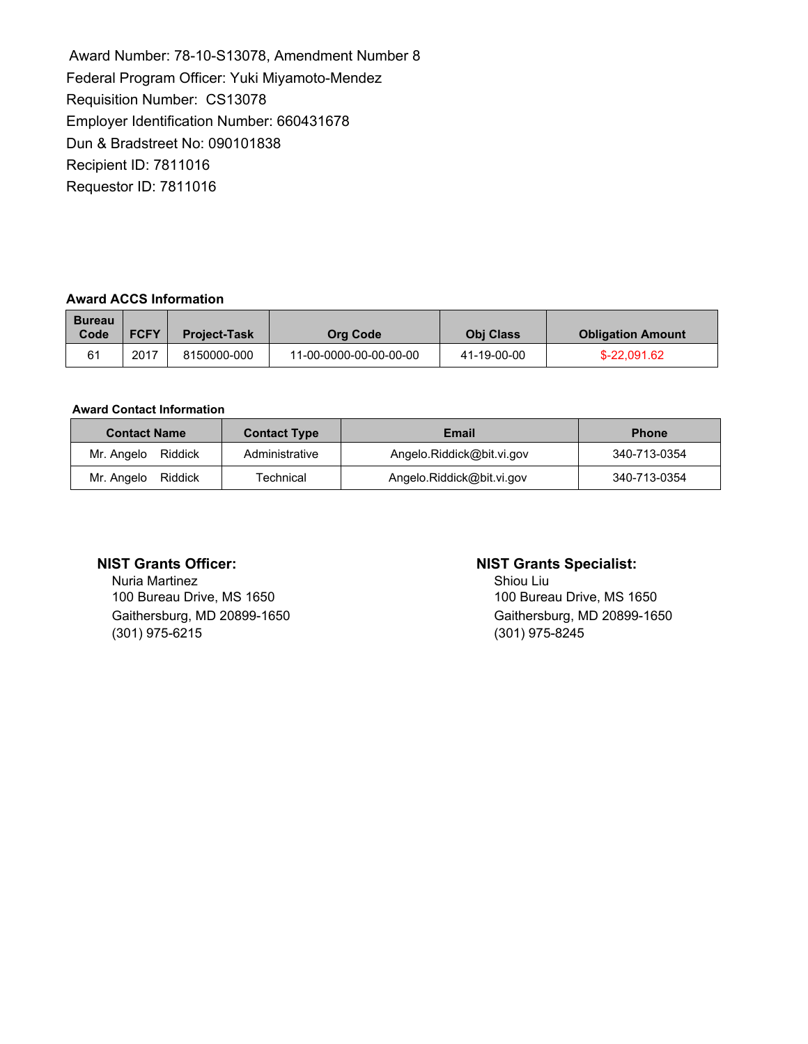Award Number: 78-10-S13078, Amendment Number 8
Federal Program Officer: Yuki Miyamoto-Mendez
Requisition Number: CS13078
Employer Identification Number: 660431678
Dun & Bradstreet No: 090101838
Recipient ID: 7811016
Requestor ID: 7811016

**Award ACCS Information**

| Bureau Code | FCFY | Project-Task | Org Code | Obj Class | Obligation Amount |
|---|---|---|---|---|---|
| 61 | 2017 | 8150000-000 | 11-00-0000-00-00-00-00 | 41-19-00-00 | $-22,091.62 |

**Award Contact Information**

| Contact Name | Contact Type | Email | Phone |
|---|---|---|---|
| Mr. Angelo Riddick | Administrative | Angelo.Riddick@bit.vi.gov | 340-713-0354 |
| Mr. Angelo Riddick | Technical | Angelo.Riddick@bit.vi.gov | 340-713-0354 |

**NIST Grants Officer:**
Nuria Martinez
100 Bureau Drive, MS 1650
Gaithersburg, MD 20899-1650
(301) 975-6215

**NIST Grants Specialist:**
Shiou Liu
100 Bureau Drive, MS 1650
Gaithersburg, MD 20899-1650
(301) 975-8245